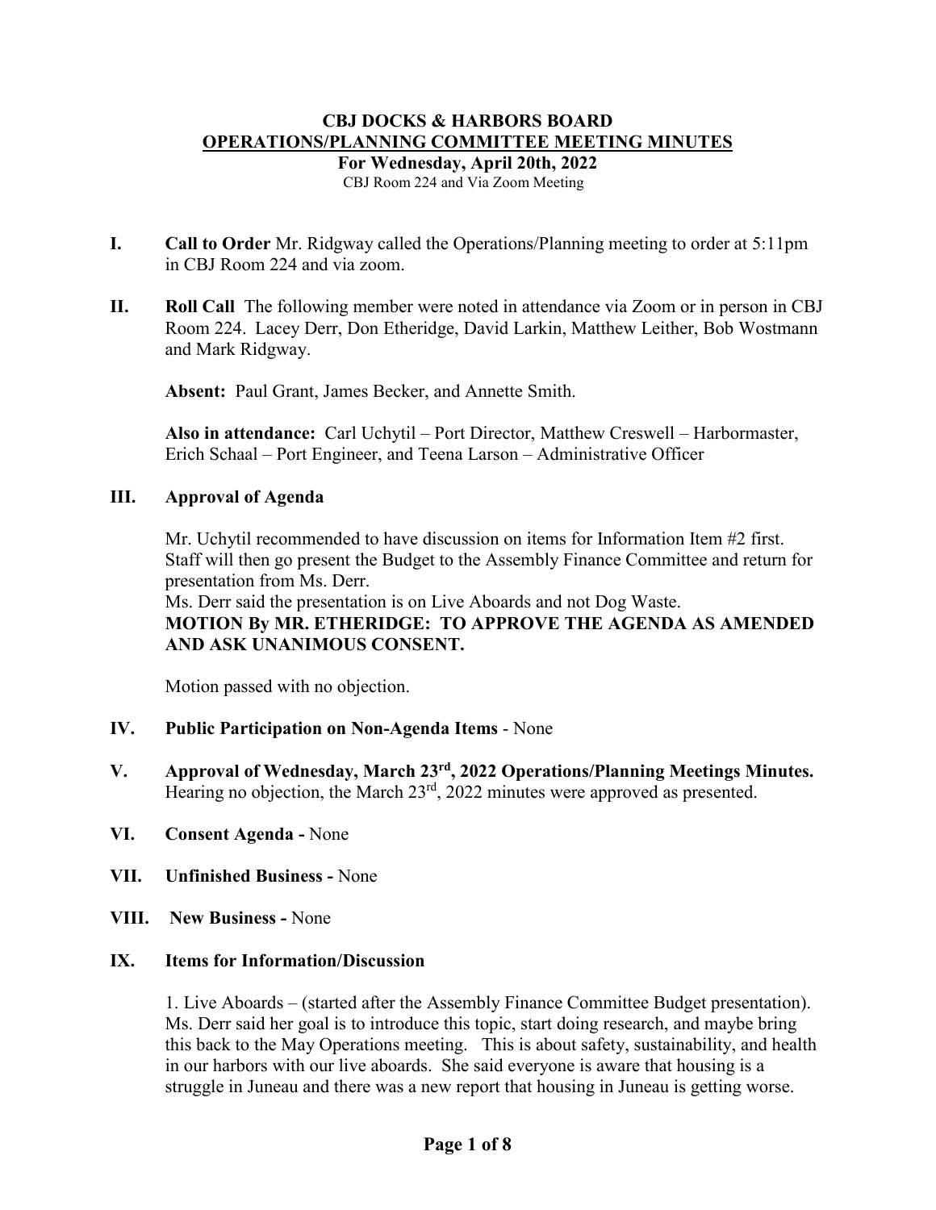# CBJ DOCKS & HARBORS BOARD

## OPERATIONS/PLANNING COMMITTEE MEETING MINUTES

### For Wednesday, April 20th, 2022

CBJ Room 224 and Via Zoom Meeting

**I. Call to Order** Mr. Ridgway called the Operations/Planning meeting to order at 5:11pm in CBJ Room 224 and via zoom.

**II. Roll Call** The following member were noted in attendance via Zoom or in person in CBJ Room 224. Lacey Derr, Don Etheridge, David Larkin, Matthew Leither, Bob Wostmann and Mark Ridgway.

**Absent:** Paul Grant, James Becker, and Annette Smith.

**Also in attendance:** Carl Uchytil – Port Director, Matthew Creswell – Harbormaster, Erich Schaal – Port Engineer, and Teena Larson – Administrative Officer

**III. Approval of Agenda**

Mr. Uchytil recommended to have discussion on items for Information Item #2 first. Staff will then go present the Budget to the Assembly Finance Committee and return for presentation from Ms. Derr.

Ms. Derr said the presentation is on Live Aboards and not Dog Waste.

**MOTION By MR. ETHERIDGE: TO APPROVE THE AGENDA AS AMENDED AND ASK UNANIMOUS CONSENT.**

Motion passed with no objection.

**IV. Public Participation on Non-Agenda Items** - None

**V. Approval of Wednesday, March 23rd, 2022 Operations/Planning Meetings Minutes.** Hearing no objection, the March 23rd, 2022 minutes were approved as presented.

**VI. Consent Agenda -** None

**VII. Unfinished Business -** None

**VIII. New Business -** None

**IX. Items for Information/Discussion**

1. Live Aboards – (started after the Assembly Finance Committee Budget presentation). Ms. Derr said her goal is to introduce this topic, start doing research, and maybe bring this back to the May Operations meeting. This is about safety, sustainability, and health in our harbors with our live aboards. She said everyone is aware that housing is a struggle in Juneau and there was a new report that housing in Juneau is getting worse.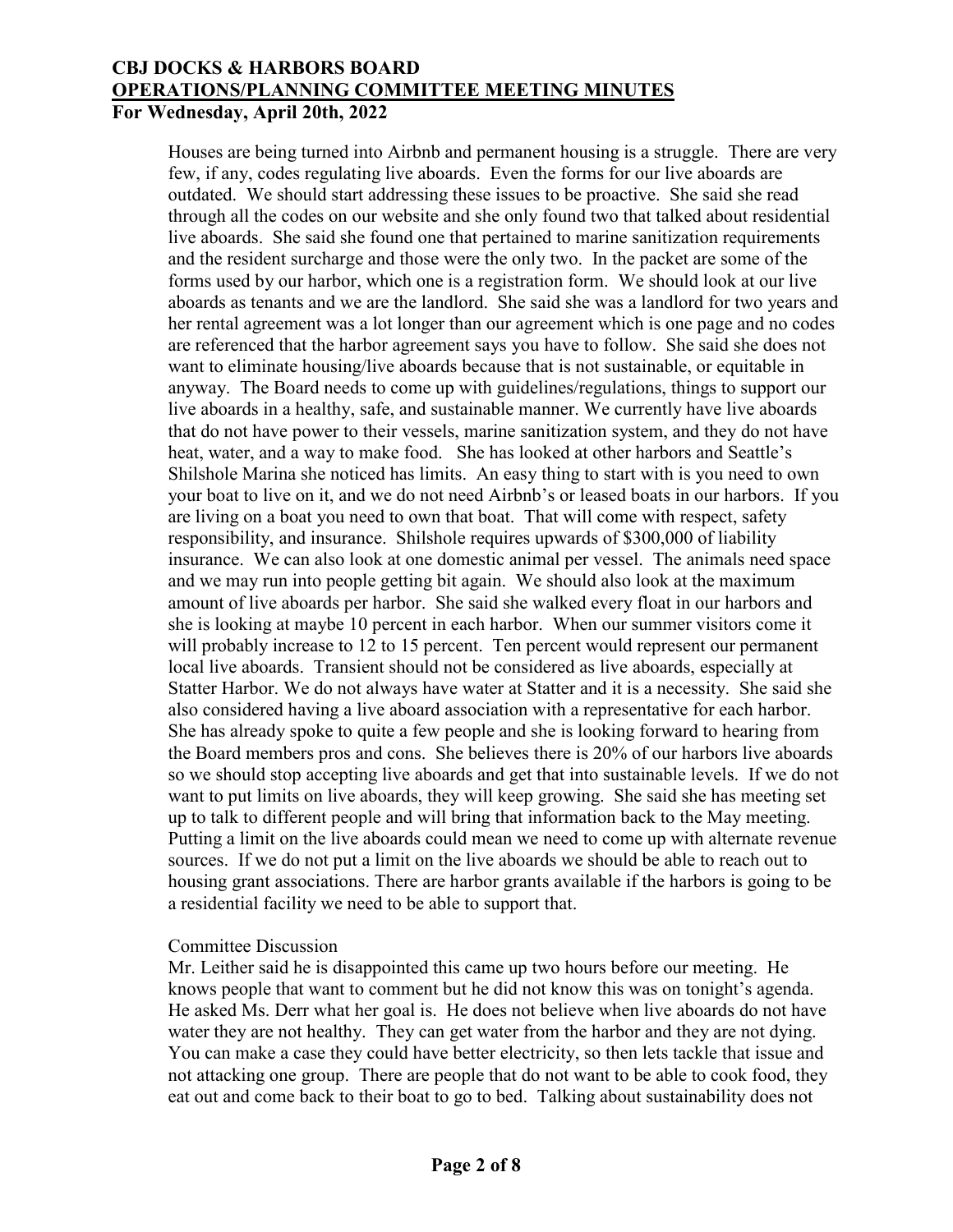Houses are being turned into Airbnb and permanent housing is a struggle. There are very few, if any, codes regulating live aboards. Even the forms for our live aboards are outdated. We should start addressing these issues to be proactive. She said she read through all the codes on our website and she only found two that talked about residential live aboards. She said she found one that pertained to marine sanitization requirements and the resident surcharge and those were the only two. In the packet are some of the forms used by our harbor, which one is a registration form. We should look at our live aboards as tenants and we are the landlord. She said she was a landlord for two years and her rental agreement was a lot longer than our agreement which is one page and no codes are referenced that the harbor agreement says you have to follow. She said she does not want to eliminate housing/live aboards because that is not sustainable, or equitable in anyway. The Board needs to come up with guidelines/regulations, things to support our live aboards in a healthy, safe, and sustainable manner. We currently have live aboards that do not have power to their vessels, marine sanitization system, and they do not have heat, water, and a way to make food. She has looked at other harbors and Seattle's Shilshole Marina she noticed has limits. An easy thing to start with is you need to own your boat to live on it, and we do not need Airbnb's or leased boats in our harbors. If you are living on a boat you need to own that boat. That will come with respect, safety responsibility, and insurance. Shilshole requires upwards of $300,000 of liability insurance. We can also look at one domestic animal per vessel. The animals need space and we may run into people getting bit again. We should also look at the maximum amount of live aboards per harbor. She said she walked every float in our harbors and she is looking at maybe 10 percent in each harbor. When our summer visitors come it will probably increase to 12 to 15 percent. Ten percent would represent our permanent local live aboards. Transient should not be considered as live aboards, especially at Statter Harbor. We do not always have water at Statter and it is a necessity. She said she also considered having a live aboard association with a representative for each harbor. She has already spoke to quite a few people and she is looking forward to hearing from the Board members pros and cons. She believes there is 20% of our harbors live aboards so we should stop accepting live aboards and get that into sustainable levels. If we do not want to put limits on live aboards, they will keep growing. She said she has meeting set up to talk to different people and will bring that information back to the May meeting. Putting a limit on the live aboards could mean we need to come up with alternate revenue sources. If we do not put a limit on the live aboards we should be able to reach out to housing grant associations. There are harbor grants available if the harbors is going to be a residential facility we need to be able to support that.

Committee Discussion

Mr. Leither said he is disappointed this came up two hours before our meeting. He knows people that want to comment but he did not know this was on tonight's agenda. He asked Ms. Derr what her goal is. He does not believe when live aboards do not have water they are not healthy. They can get water from the harbor and they are not dying. You can make a case they could have better electricity, so then lets tackle that issue and not attacking one group. There are people that do not want to be able to cook food, they eat out and come back to their boat to go to bed. Talking about sustainability does not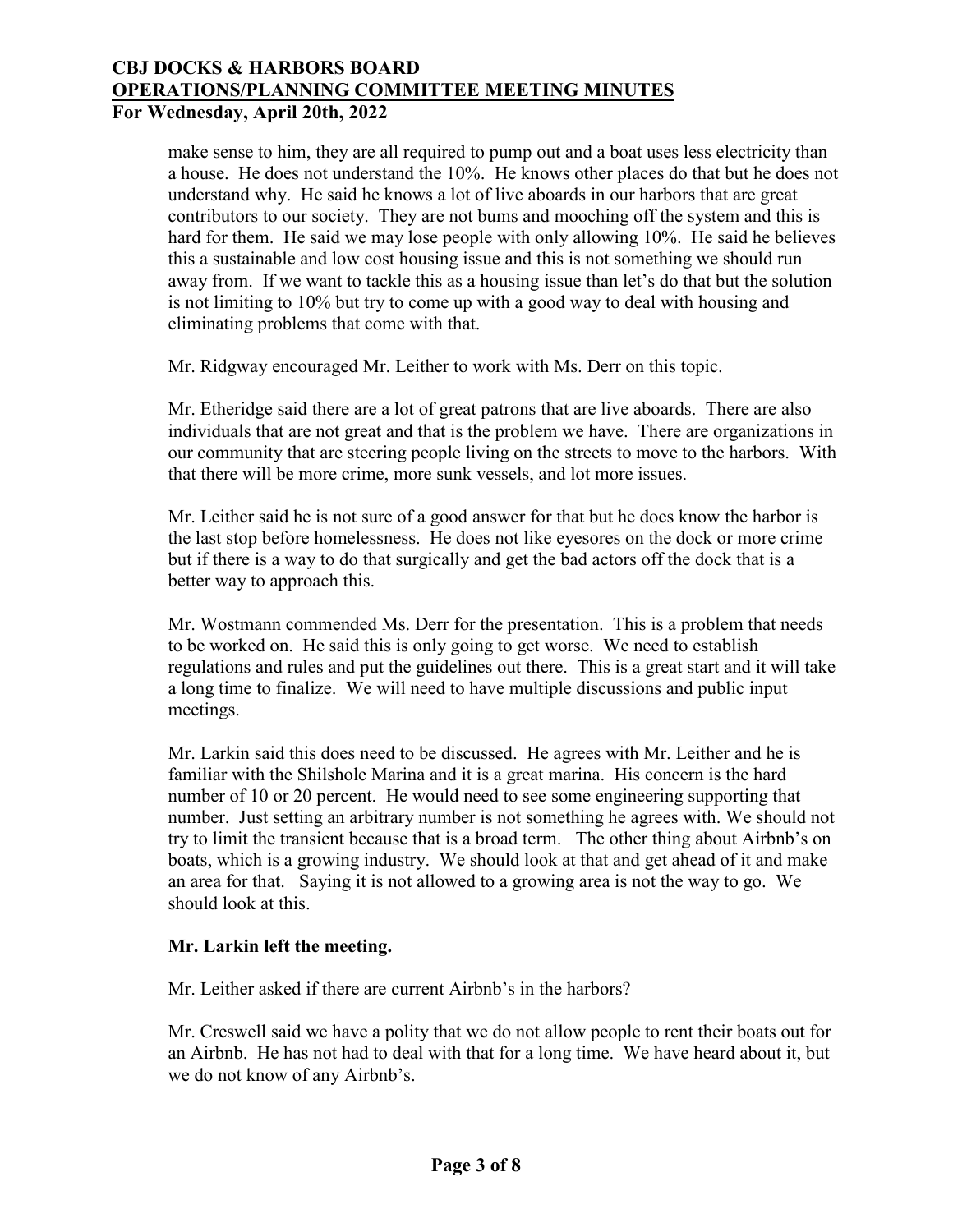make sense to him, they are all required to pump out and a boat uses less electricity than a house. He does not understand the 10%. He knows other places do that but he does not understand why. He said he knows a lot of live aboards in our harbors that are great contributors to our society. They are not bums and mooching off the system and this is hard for them. He said we may lose people with only allowing 10%. He said he believes this a sustainable and low cost housing issue and this is not something we should run away from. If we want to tackle this as a housing issue than let's do that but the solution is not limiting to 10% but try to come up with a good way to deal with housing and eliminating problems that come with that.

Mr. Ridgway encouraged Mr. Leither to work with Ms. Derr on this topic.

Mr. Etheridge said there are a lot of great patrons that are live aboards. There are also individuals that are not great and that is the problem we have. There are organizations in our community that are steering people living on the streets to move to the harbors. With that there will be more crime, more sunk vessels, and lot more issues.

Mr. Leither said he is not sure of a good answer for that but he does know the harbor is the last stop before homelessness. He does not like eyesores on the dock or more crime but if there is a way to do that surgically and get the bad actors off the dock that is a better way to approach this.

Mr. Wostmann commended Ms. Derr for the presentation. This is a problem that needs to be worked on. He said this is only going to get worse. We need to establish regulations and rules and put the guidelines out there. This is a great start and it will take a long time to finalize. We will need to have multiple discussions and public input meetings.

Mr. Larkin said this does need to be discussed. He agrees with Mr. Leither and he is familiar with the Shilshole Marina and it is a great marina. His concern is the hard number of 10 or 20 percent. He would need to see some engineering supporting that number. Just setting an arbitrary number is not something he agrees with. We should not try to limit the transient because that is a broad term. The other thing about Airbnb's on boats, which is a growing industry. We should look at that and get ahead of it and make an area for that. Saying it is not allowed to a growing area is not the way to go. We should look at this.

**Mr. Larkin left the meeting.**

Mr. Leither asked if there are current Airbnb's in the harbors?

Mr. Creswell said we have a polity that we do not allow people to rent their boats out for an Airbnb. He has not had to deal with that for a long time. We have heard about it, but we do not know of any Airbnb's.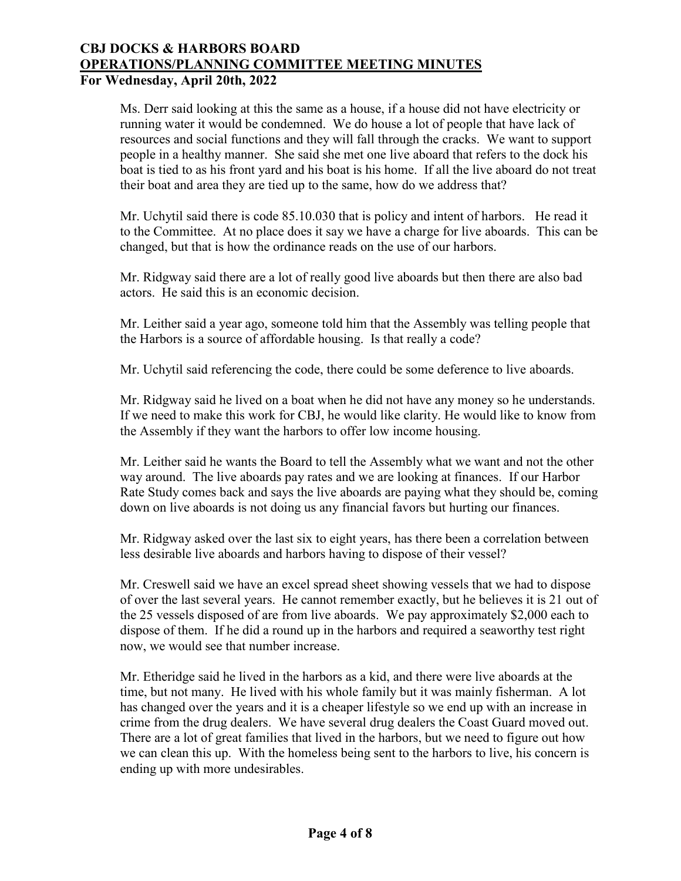Ms. Derr said looking at this the same as a house, if a house did not have electricity or running water it would be condemned. We do house a lot of people that have lack of resources and social functions and they will fall through the cracks. We want to support people in a healthy manner. She said she met one live aboard that refers to the dock his boat is tied to as his front yard and his boat is his home. If all the live aboard do not treat their boat and area they are tied up to the same, how do we address that?

Mr. Uchytil said there is code 85.10.030 that is policy and intent of harbors. He read it to the Committee. At no place does it say we have a charge for live aboards. This can be changed, but that is how the ordinance reads on the use of our harbors.

Mr. Ridgway said there are a lot of really good live aboards but then there are also bad actors. He said this is an economic decision.

Mr. Leither said a year ago, someone told him that the Assembly was telling people that the Harbors is a source of affordable housing. Is that really a code?

Mr. Uchytil said referencing the code, there could be some deference to live aboards.

Mr. Ridgway said he lived on a boat when he did not have any money so he understands. If we need to make this work for CBJ, he would like clarity. He would like to know from the Assembly if they want the harbors to offer low income housing.

Mr. Leither said he wants the Board to tell the Assembly what we want and not the other way around. The live aboards pay rates and we are looking at finances. If our Harbor Rate Study comes back and says the live aboards are paying what they should be, coming down on live aboards is not doing us any financial favors but hurting our finances.

Mr. Ridgway asked over the last six to eight years, has there been a correlation between less desirable live aboards and harbors having to dispose of their vessel?

Mr. Creswell said we have an excel spread sheet showing vessels that we had to dispose of over the last several years. He cannot remember exactly, but he believes it is 21 out of the 25 vessels disposed of are from live aboards. We pay approximately $2,000 each to dispose of them. If he did a round up in the harbors and required a seaworthy test right now, we would see that number increase.

Mr. Etheridge said he lived in the harbors as a kid, and there were live aboards at the time, but not many. He lived with his whole family but it was mainly fisherman. A lot has changed over the years and it is a cheaper lifestyle so we end up with an increase in crime from the drug dealers. We have several drug dealers the Coast Guard moved out. There are a lot of great families that lived in the harbors, but we need to figure out how we can clean this up. With the homeless being sent to the harbors to live, his concern is ending up with more undesirables.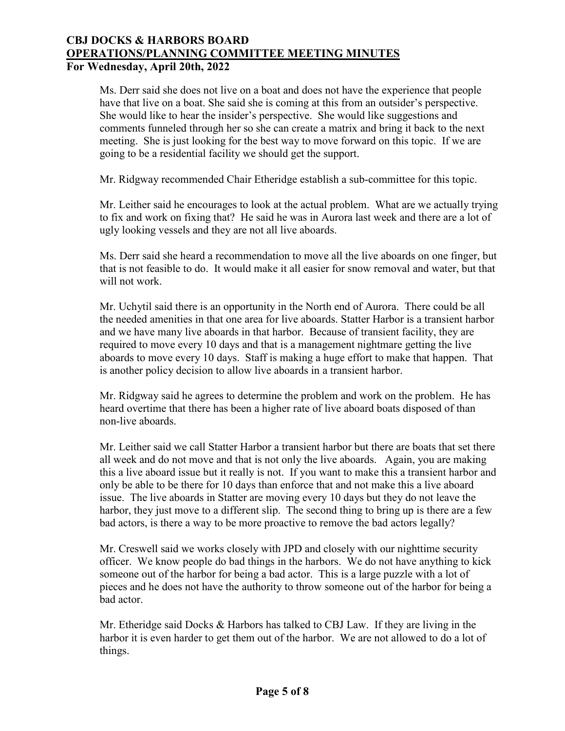Ms. Derr said she does not live on a boat and does not have the experience that people have that live on a boat. She said she is coming at this from an outsider's perspective. She would like to hear the insider's perspective. She would like suggestions and comments funneled through her so she can create a matrix and bring it back to the next meeting. She is just looking for the best way to move forward on this topic. If we are going to be a residential facility we should get the support.

Mr. Ridgway recommended Chair Etheridge establish a sub-committee for this topic.

Mr. Leither said he encourages to look at the actual problem. What are we actually trying to fix and work on fixing that? He said he was in Aurora last week and there are a lot of ugly looking vessels and they are not all live aboards.

Ms. Derr said she heard a recommendation to move all the live aboards on one finger, but that is not feasible to do. It would make it all easier for snow removal and water, but that will not work.

Mr. Uchytil said there is an opportunity in the North end of Aurora. There could be all the needed amenities in that one area for live aboards. Statter Harbor is a transient harbor and we have many live aboards in that harbor. Because of transient facility, they are required to move every 10 days and that is a management nightmare getting the live aboards to move every 10 days. Staff is making a huge effort to make that happen. That is another policy decision to allow live aboards in a transient harbor.

Mr. Ridgway said he agrees to determine the problem and work on the problem. He has heard overtime that there has been a higher rate of live aboard boats disposed of than non-live aboards.

Mr. Leither said we call Statter Harbor a transient harbor but there are boats that set there all week and do not move and that is not only the live aboards. Again, you are making this a live aboard issue but it really is not. If you want to make this a transient harbor and only be able to be there for 10 days than enforce that and not make this a live aboard issue. The live aboards in Statter are moving every 10 days but they do not leave the harbor, they just move to a different slip. The second thing to bring up is there are a few bad actors, is there a way to be more proactive to remove the bad actors legally?

Mr. Creswell said we works closely with JPD and closely with our nighttime security officer. We know people do bad things in the harbors. We do not have anything to kick someone out of the harbor for being a bad actor. This is a large puzzle with a lot of pieces and he does not have the authority to throw someone out of the harbor for being a bad actor.

Mr. Etheridge said Docks & Harbors has talked to CBJ Law. If they are living in the harbor it is even harder to get them out of the harbor. We are not allowed to do a lot of things.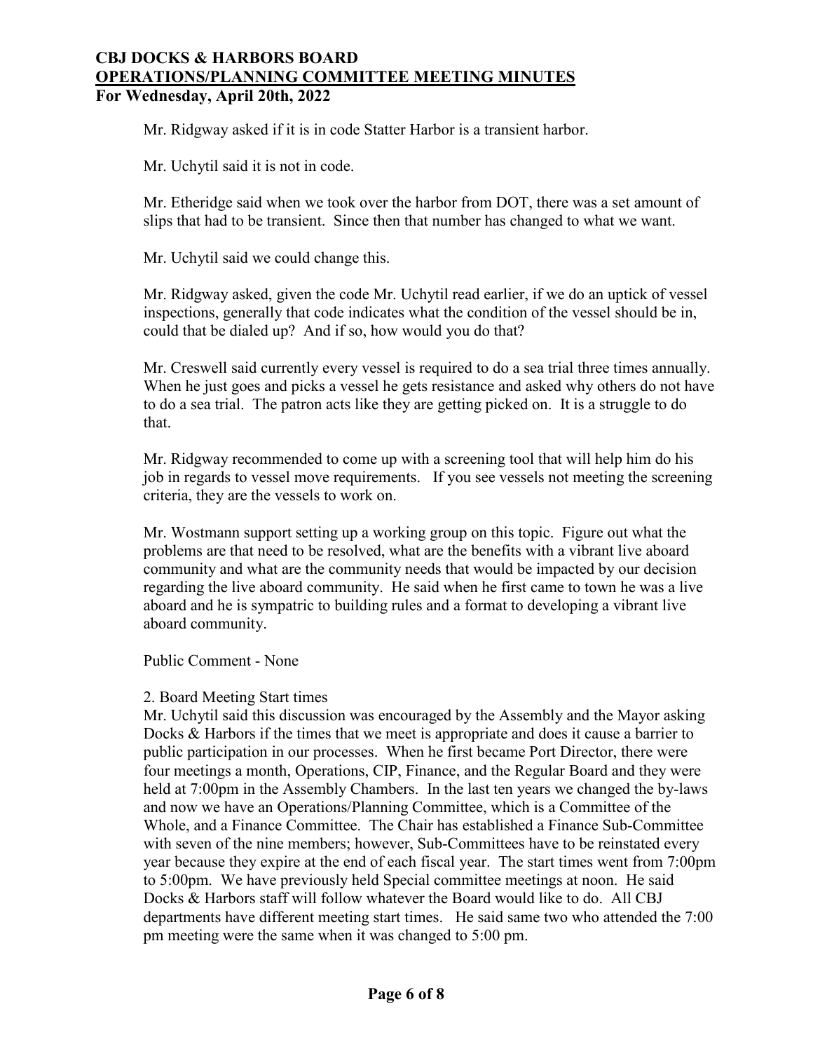Mr. Ridgway asked if it is in code Statter Harbor is a transient harbor.

Mr. Uchytil said it is not in code.

Mr. Etheridge said when we took over the harbor from DOT, there was a set amount of slips that had to be transient. Since then that number has changed to what we want.

Mr. Uchytil said we could change this.

Mr. Ridgway asked, given the code Mr. Uchytil read earlier, if we do an uptick of vessel inspections, generally that code indicates what the condition of the vessel should be in, could that be dialed up? And if so, how would you do that?

Mr. Creswell said currently every vessel is required to do a sea trial three times annually. When he just goes and picks a vessel he gets resistance and asked why others do not have to do a sea trial. The patron acts like they are getting picked on. It is a struggle to do that.

Mr. Ridgway recommended to come up with a screening tool that will help him do his job in regards to vessel move requirements. If you see vessels not meeting the screening criteria, they are the vessels to work on.

Mr. Wostmann support setting up a working group on this topic. Figure out what the problems are that need to be resolved, what are the benefits with a vibrant live aboard community and what are the community needs that would be impacted by our decision regarding the live aboard community. He said when he first came to town he was a live aboard and he is sympatric to building rules and a format to developing a vibrant live aboard community.

Public Comment - None

2. Board Meeting Start times

Mr. Uchytil said this discussion was encouraged by the Assembly and the Mayor asking Docks & Harbors if the times that we meet is appropriate and does it cause a barrier to public participation in our processes. When he first became Port Director, there were four meetings a month, Operations, CIP, Finance, and the Regular Board and they were held at 7:00pm in the Assembly Chambers. In the last ten years we changed the by-laws and now we have an Operations/Planning Committee, which is a Committee of the Whole, and a Finance Committee. The Chair has established a Finance Sub-Committee with seven of the nine members; however, Sub-Committees have to be reinstated every year because they expire at the end of each fiscal year. The start times went from 7:00pm to 5:00pm. We have previously held Special committee meetings at noon. He said Docks & Harbors staff will follow whatever the Board would like to do. All CBJ departments have different meeting start times. He said same two who attended the 7:00 pm meeting were the same when it was changed to 5:00 pm.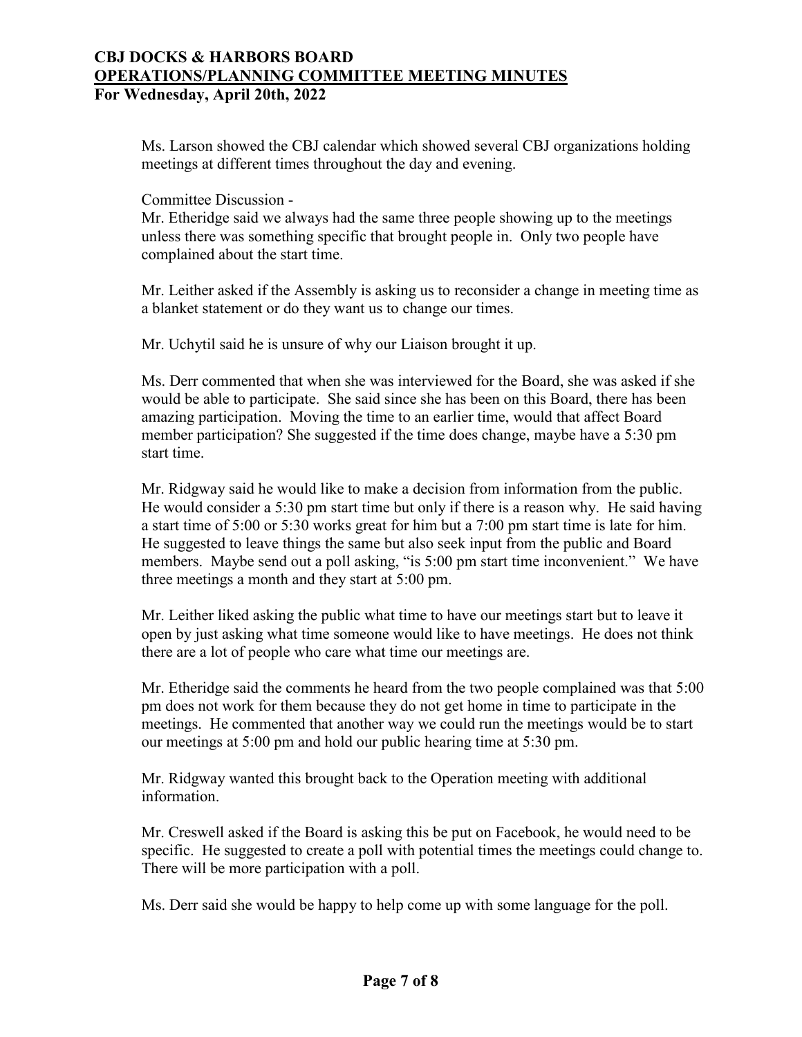Ms. Larson showed the CBJ calendar which showed several CBJ organizations holding meetings at different times throughout the day and evening.

Committee Discussion -

Mr. Etheridge said we always had the same three people showing up to the meetings unless there was something specific that brought people in. Only two people have complained about the start time.

Mr. Leither asked if the Assembly is asking us to reconsider a change in meeting time as a blanket statement or do they want us to change our times.

Mr. Uchytil said he is unsure of why our Liaison brought it up.

Ms. Derr commented that when she was interviewed for the Board, she was asked if she would be able to participate. She said since she has been on this Board, there has been amazing participation. Moving the time to an earlier time, would that affect Board member participation? She suggested if the time does change, maybe have a 5:30 pm start time.

Mr. Ridgway said he would like to make a decision from information from the public. He would consider a 5:30 pm start time but only if there is a reason why. He said having a start time of 5:00 or 5:30 works great for him but a 7:00 pm start time is late for him. He suggested to leave things the same but also seek input from the public and Board members. Maybe send out a poll asking, "is 5:00 pm start time inconvenient." We have three meetings a month and they start at 5:00 pm.

Mr. Leither liked asking the public what time to have our meetings start but to leave it open by just asking what time someone would like to have meetings. He does not think there are a lot of people who care what time our meetings are.

Mr. Etheridge said the comments he heard from the two people complained was that 5:00 pm does not work for them because they do not get home in time to participate in the meetings. He commented that another way we could run the meetings would be to start our meetings at 5:00 pm and hold our public hearing time at 5:30 pm.

Mr. Ridgway wanted this brought back to the Operation meeting with additional information.

Mr. Creswell asked if the Board is asking this be put on Facebook, he would need to be specific. He suggested to create a poll with potential times the meetings could change to. There will be more participation with a poll.

Ms. Derr said she would be happy to help come up with some language for the poll.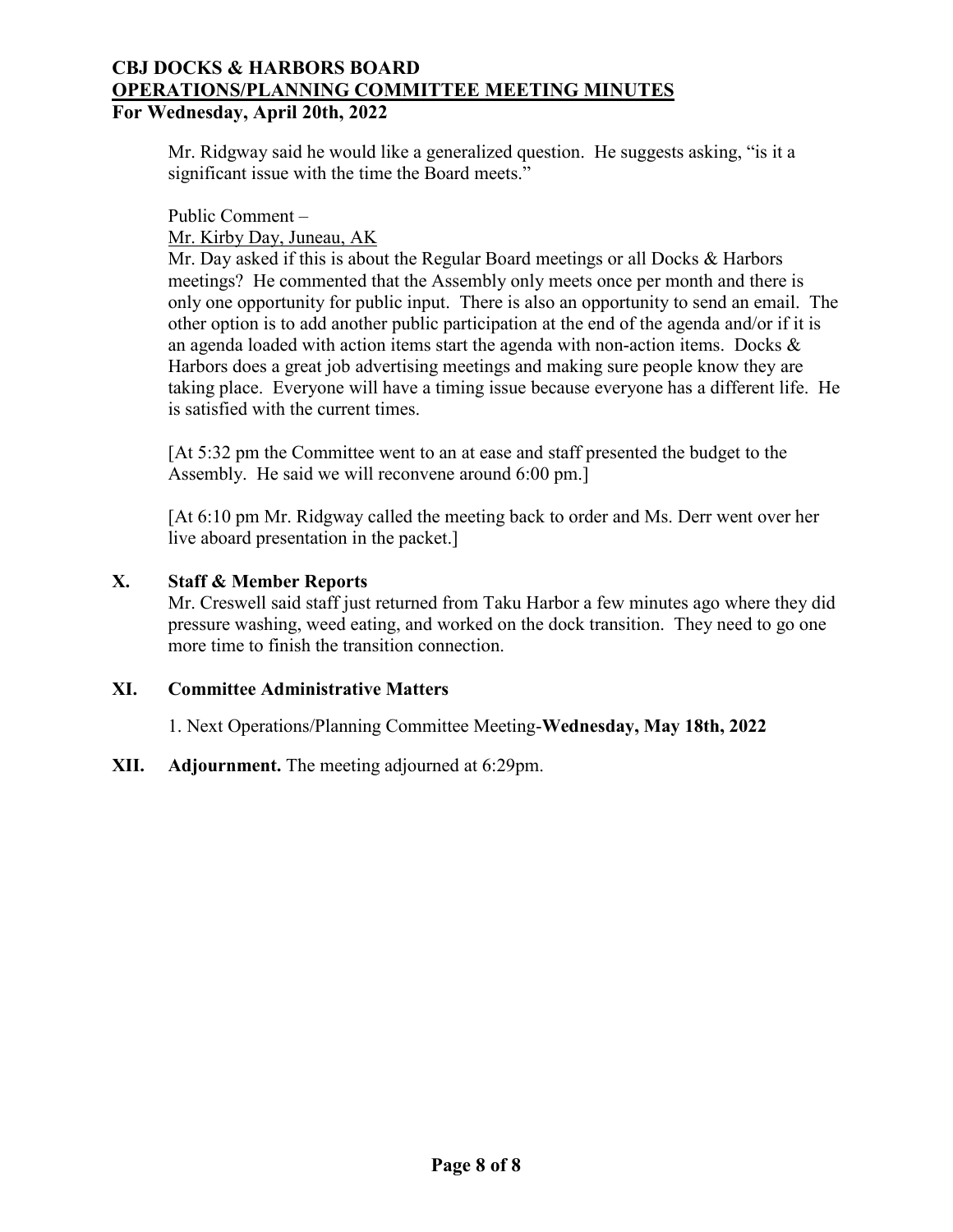Mr. Ridgway said he would like a generalized question. He suggests asking, "is it a significant issue with the time the Board meets."

Public Comment –

Mr. Kirby Day, Juneau, AK

Mr. Day asked if this is about the Regular Board meetings or all Docks & Harbors meetings? He commented that the Assembly only meets once per month and there is only one opportunity for public input. There is also an opportunity to send an email. The other option is to add another public participation at the end of the agenda and/or if it is an agenda loaded with action items start the agenda with non-action items. Docks & Harbors does a great job advertising meetings and making sure people know they are taking place. Everyone will have a timing issue because everyone has a different life. He is satisfied with the current times.

[At 5:32 pm the Committee went to an at ease and staff presented the budget to the Assembly. He said we will reconvene around 6:00 pm.]

[At 6:10 pm Mr. Ridgway called the meeting back to order and Ms. Derr went over her live aboard presentation in the packet.]

## X. Staff & Member Reports

Mr. Creswell said staff just returned from Taku Harbor a few minutes ago where they did pressure washing, weed eating, and worked on the dock transition. They need to go one more time to finish the transition connection.

## XI. Committee Administrative Matters

1. Next Operations/Planning Committee Meeting-**Wednesday, May 18th, 2022**

## XII. Adjournment.

The meeting adjourned at 6:29pm.